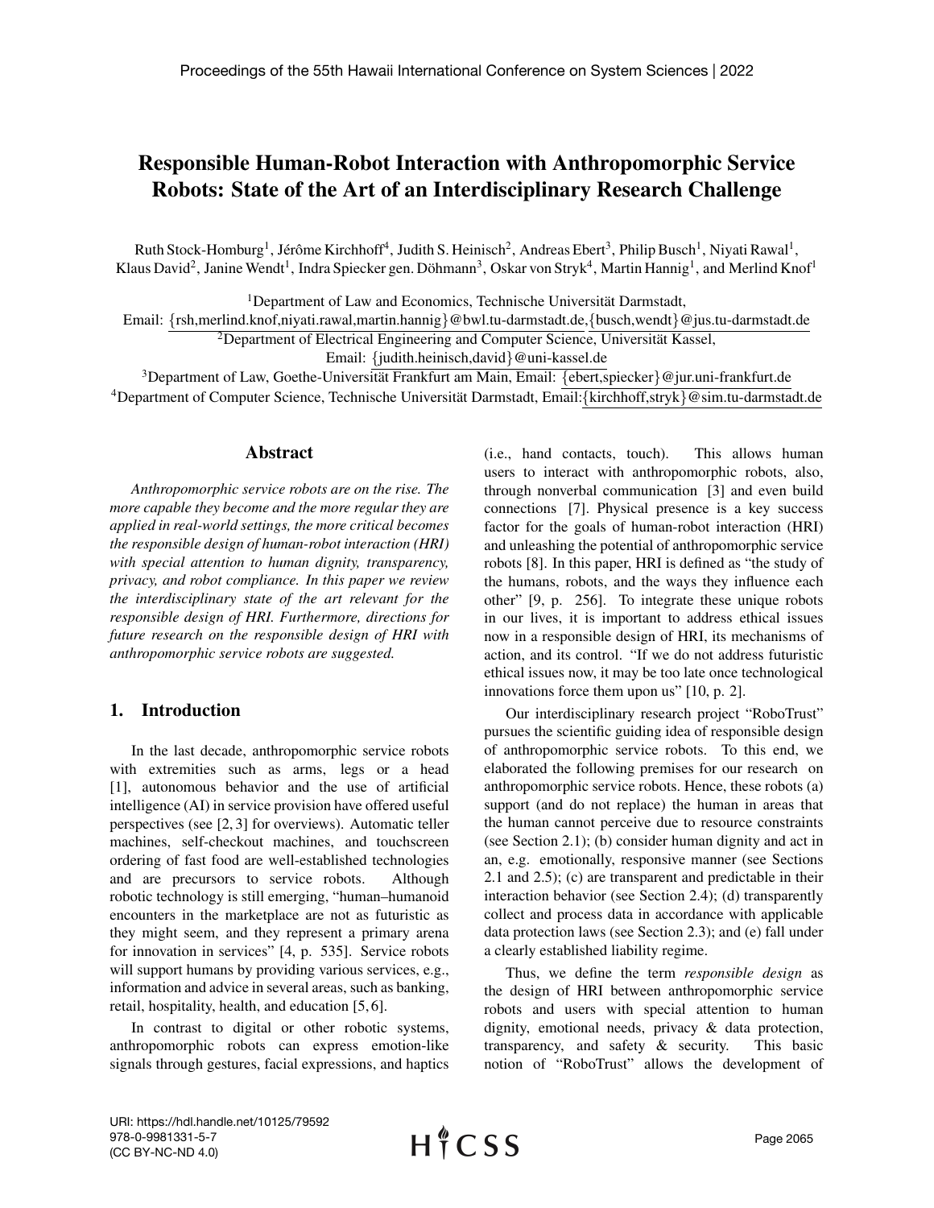# Responsible Human-Robot Interaction with Anthropomorphic Service Robots: State of the Art of an Interdisciplinary Research Challenge

Ruth Stock-Homburg[1], Jérôme Kirchhoff[4], Judith S. Heinisch[2], Andreas Ebert[3], Philip Busch[1], Niyati Rawal[1], Klaus David[2], Janine Wendt[1], Indra Spiecker gen. Döhmann[3], Oskar von Stryk[4], Martin Hannig[1], and Merlind Knof[1]

[1]Department of Law and Economics, Technische Universität Darmstadt, Email: {rsh,merlind.knof,niyati.rawal,martin.hannig}@bwl.tu-darmstadt.de,{busch,wendt}@jus.tu-darmstadt.de

[2]Department of Electrical Engineering and Computer Science, Universität Kassel, Email: {judith.heinisch,david}@uni-kassel.de

[3]Department of Law, Goethe-Universität Frankfurt am Main, Email: {ebert,spiecker}@jur.uni-frankfurt.de

[4]Department of Computer Science, Technische Universität Darmstadt, Email:{kirchhoff,stryk}@sim.tu-darmstadt.de

## Abstract

*Anthropomorphic service robots are on the rise. The more capable they become and the more regular they are applied in real-world settings, the more critical becomes the responsible design of human-robot interaction (HRI) with special attention to human dignity, transparency, privacy, and robot compliance. In this paper we review the interdisciplinary state of the art relevant for the responsible design of HRI. Furthermore, directions for future research on the responsible design of HRI with anthropomorphic service robots are suggested.*

## 1. Introduction

In the last decade, anthropomorphic service robots with extremities such as arms, legs or a head [1], autonomous behavior and the use of artificial intelligence (AI) in service provision have offered useful perspectives (see [2, 3] for overviews). Automatic teller machines, self-checkout machines, and touchscreen ordering of fast food are well-established technologies and are precursors to service robots. Although robotic technology is still emerging, "human–humanoid encounters in the marketplace are not as futuristic as they might seem, and they represent a primary arena for innovation in services" [4, p. 535]. Service robots will support humans by providing various services, e.g., information and advice in several areas, such as banking, retail, hospitality, health, and education [5, 6].

In contrast to digital or other robotic systems, anthropomorphic robots can express emotion-like signals through gestures, facial expressions, and haptics (i.e., hand contacts, touch). This allows human users to interact with anthropomorphic robots, also, through nonverbal communication [3] and even build connections [7]. Physical presence is a key success factor for the goals of human-robot interaction (HRI) and unleashing the potential of anthropomorphic service robots [8]. In this paper, HRI is defined as "the study of the humans, robots, and the ways they influence each other" [9, p. 256]. To integrate these unique robots in our lives, it is important to address ethical issues now in a responsible design of HRI, its mechanisms of action, and its control. "If we do not address futuristic ethical issues now, it may be too late once technological innovations force them upon us" [10, p. 2].

Our interdisciplinary research project "RoboTrust" pursues the scientific guiding idea of responsible design of anthropomorphic service robots. To this end, we elaborated the following premises for our research on anthropomorphic service robots. Hence, these robots (a) support (and do not replace) the human in areas that the human cannot perceive due to resource constraints (see Section 2.1); (b) consider human dignity and act in an, e.g. emotionally, responsive manner (see Sections 2.1 and 2.5); (c) are transparent and predictable in their interaction behavior (see Section 2.4); (d) transparently collect and process data in accordance with applicable data protection laws (see Section 2.3); and (e) fall under a clearly established liability regime.

Thus, we define the term *responsible design* as the design of HRI between anthropomorphic service robots and users with special attention to human dignity, emotional needs, privacy & data protection, transparency, and safety & security. This basic notion of "RoboTrust" allows the development of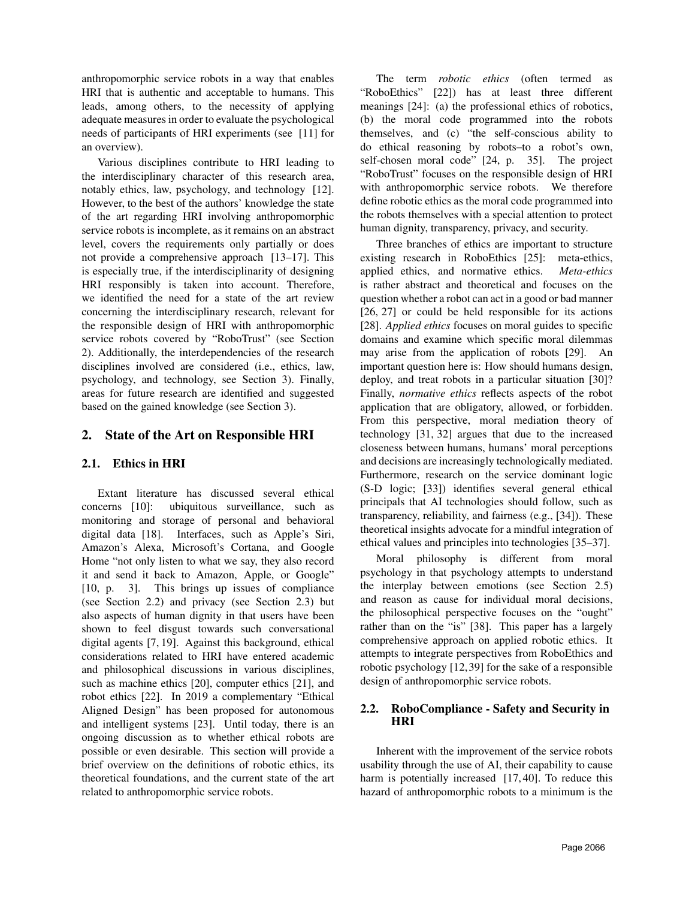anthropomorphic service robots in a way that enables HRI that is authentic and acceptable to humans. This leads, among others, to the necessity of applying adequate measures in order to evaluate the psychological needs of participants of HRI experiments (see [11] for an overview).

Various disciplines contribute to HRI leading to the interdisciplinary character of this research area, notably ethics, law, psychology, and technology [12]. However, to the best of the authors' knowledge the state of the art regarding HRI involving anthropomorphic service robots is incomplete, as it remains on an abstract level, covers the requirements only partially or does not provide a comprehensive approach [13–17]. This is especially true, if the interdisciplinarity of designing HRI responsibly is taken into account. Therefore, we identified the need for a state of the art review concerning the interdisciplinary research, relevant for the responsible design of HRI with anthropomorphic service robots covered by "RoboTrust" (see Section 2). Additionally, the interdependencies of the research disciplines involved are considered (i.e., ethics, law, psychology, and technology, see Section 3). Finally, areas for future research are identified and suggested based on the gained knowledge (see Section 3).

## 2. State of the Art on Responsible HRI

### 2.1. Ethics in HRI

Extant literature has discussed several ethical concerns [10]: ubiquitous surveillance, such as monitoring and storage of personal and behavioral digital data [18]. Interfaces, such as Apple's Siri, Amazon's Alexa, Microsoft's Cortana, and Google Home "not only listen to what we say, they also record it and send it back to Amazon, Apple, or Google" [10, p. 3]. This brings up issues of compliance (see Section 2.2) and privacy (see Section 2.3) but also aspects of human dignity in that users have been shown to feel disgust towards such conversational digital agents [7, 19]. Against this background, ethical considerations related to HRI have entered academic and philosophical discussions in various disciplines, such as machine ethics [20], computer ethics [21], and robot ethics [22]. In 2019 a complementary "Ethical Aligned Design" has been proposed for autonomous and intelligent systems [23]. Until today, there is an ongoing discussion as to whether ethical robots are possible or even desirable. This section will provide a brief overview on the definitions of robotic ethics, its theoretical foundations, and the current state of the art related to anthropomorphic service robots.

The term *robotic ethics* (often termed as "RoboEthics" [22]) has at least three different meanings [24]: (a) the professional ethics of robotics, (b) the moral code programmed into the robots themselves, and (c) "the self-conscious ability to do ethical reasoning by robots–to a robot's own, self-chosen moral code" [24, p. 35]. The project "RoboTrust" focuses on the responsible design of HRI with anthropomorphic service robots. We therefore define robotic ethics as the moral code programmed into the robots themselves with a special attention to protect human dignity, transparency, privacy, and security.

Three branches of ethics are important to structure existing research in RoboEthics [25]: meta-ethics, applied ethics, and normative ethics. *Meta-ethics* is rather abstract and theoretical and focuses on the question whether a robot can act in a good or bad manner [26, 27] or could be held responsible for its actions [28]. *Applied ethics* focuses on moral guides to specific domains and examine which specific moral dilemmas may arise from the application of robots [29]. An important question here is: How should humans design, deploy, and treat robots in a particular situation [30]? Finally, *normative ethics* reflects aspects of the robot application that are obligatory, allowed, or forbidden. From this perspective, moral mediation theory of technology [31, 32] argues that due to the increased closeness between humans, humans' moral perceptions and decisions are increasingly technologically mediated. Furthermore, research on the service dominant logic (S-D logic; [33]) identifies several general ethical principals that AI technologies should follow, such as transparency, reliability, and fairness (e.g., [34]). These theoretical insights advocate for a mindful integration of ethical values and principles into technologies [35–37].

Moral philosophy is different from moral psychology in that psychology attempts to understand the interplay between emotions (see Section 2.5) and reason as cause for individual moral decisions, the philosophical perspective focuses on the "ought" rather than on the "is" [38]. This paper has a largely comprehensive approach on applied robotic ethics. It attempts to integrate perspectives from RoboEthics and robotic psychology [12, 39] for the sake of a responsible design of anthropomorphic service robots.

### 2.2. RoboCompliance - Safety and Security in HRI

Inherent with the improvement of the service robots usability through the use of AI, their capability to cause harm is potentially increased [17, 40]. To reduce this hazard of anthropomorphic robots to a minimum is the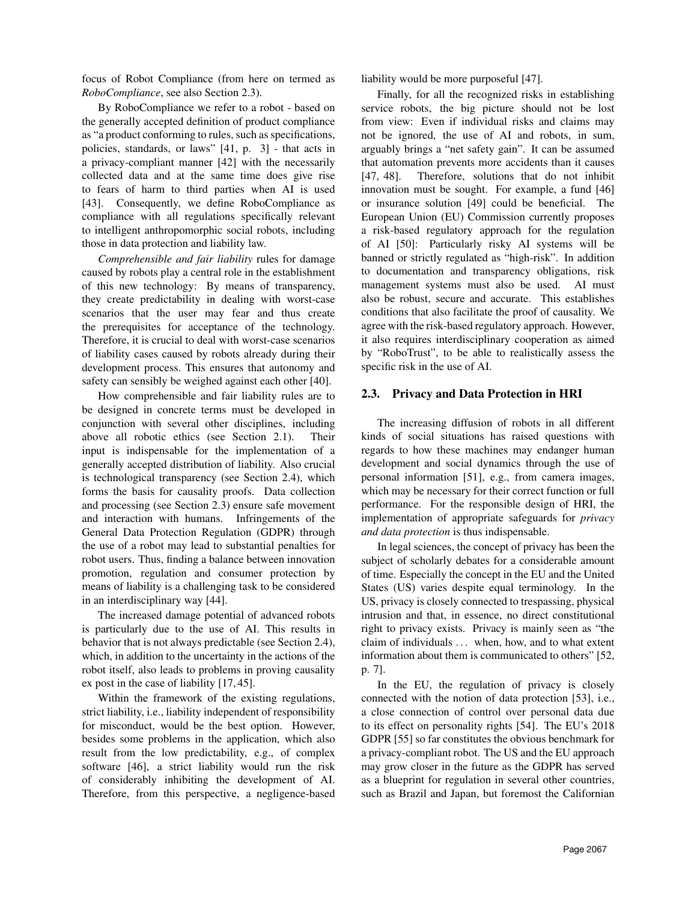focus of Robot Compliance (from here on termed as *RoboCompliance*, see also Section 2.3).

By RoboCompliance we refer to a robot - based on the generally accepted definition of product compliance as "a product conforming to rules, such as specifications, policies, standards, or laws" [41, p. 3] - that acts in a privacy-compliant manner [42] with the necessarily collected data and at the same time does give rise to fears of harm to third parties when AI is used [43]. Consequently, we define RoboCompliance as compliance with all regulations specifically relevant to intelligent anthropomorphic social robots, including those in data protection and liability law.

*Comprehensible and fair liability* rules for damage caused by robots play a central role in the establishment of this new technology: By means of transparency, they create predictability in dealing with worst-case scenarios that the user may fear and thus create the prerequisites for acceptance of the technology. Therefore, it is crucial to deal with worst-case scenarios of liability cases caused by robots already during their development process. This ensures that autonomy and safety can sensibly be weighed against each other [40].

How comprehensible and fair liability rules are to be designed in concrete terms must be developed in conjunction with several other disciplines, including above all robotic ethics (see Section 2.1). Their input is indispensable for the implementation of a generally accepted distribution of liability. Also crucial is technological transparency (see Section 2.4), which forms the basis for causality proofs. Data collection and processing (see Section 2.3) ensure safe movement and interaction with humans. Infringements of the General Data Protection Regulation (GDPR) through the use of a robot may lead to substantial penalties for robot users. Thus, finding a balance between innovation promotion, regulation and consumer protection by means of liability is a challenging task to be considered in an interdisciplinary way [44].

The increased damage potential of advanced robots is particularly due to the use of AI. This results in behavior that is not always predictable (see Section 2.4), which, in addition to the uncertainty in the actions of the robot itself, also leads to problems in proving causality ex post in the case of liability [17, 45].

Within the framework of the existing regulations, strict liability, i.e., liability independent of responsibility for misconduct, would be the best option. However, besides some problems in the application, which also result from the low predictability, e.g., of complex software [46], a strict liability would run the risk of considerably inhibiting the development of AI. Therefore, from this perspective, a negligence-based liability would be more purposeful [47].

Finally, for all the recognized risks in establishing service robots, the big picture should not be lost from view: Even if individual risks and claims may not be ignored, the use of AI and robots, in sum, arguably brings a "net safety gain". It can be assumed that automation prevents more accidents than it causes [47, 48]. Therefore, solutions that do not inhibit innovation must be sought. For example, a fund [46] or insurance solution [49] could be beneficial. The European Union (EU) Commission currently proposes a risk-based regulatory approach for the regulation of AI [50]: Particularly risky AI systems will be banned or strictly regulated as "high-risk". In addition to documentation and transparency obligations, risk management systems must also be used. AI must also be robust, secure and accurate. This establishes conditions that also facilitate the proof of causality. We agree with the risk-based regulatory approach. However, it also requires interdisciplinary cooperation as aimed by "RoboTrust", to be able to realistically assess the specific risk in the use of AI.

## 2.3. Privacy and Data Protection in HRI

The increasing diffusion of robots in all different kinds of social situations has raised questions with regards to how these machines may endanger human development and social dynamics through the use of personal information [51], e.g., from camera images, which may be necessary for their correct function or full performance. For the responsible design of HRI, the implementation of appropriate safeguards for *privacy and data protection* is thus indispensable.

In legal sciences, the concept of privacy has been the subject of scholarly debates for a considerable amount of time. Especially the concept in the EU and the United States (US) varies despite equal terminology. In the US, privacy is closely connected to trespassing, physical intrusion and that, in essence, no direct constitutional right to privacy exists. Privacy is mainly seen as "the claim of individuals ... when, how, and to what extent information about them is communicated to others" [52, p. 7].

In the EU, the regulation of privacy is closely connected with the notion of data protection [53], i.e., a close connection of control over personal data due to its effect on personality rights [54]. The EU's 2018 GDPR [55] so far constitutes the obvious benchmark for a privacy-compliant robot. The US and the EU approach may grow closer in the future as the GDPR has served as a blueprint for regulation in several other countries, such as Brazil and Japan, but foremost the Californian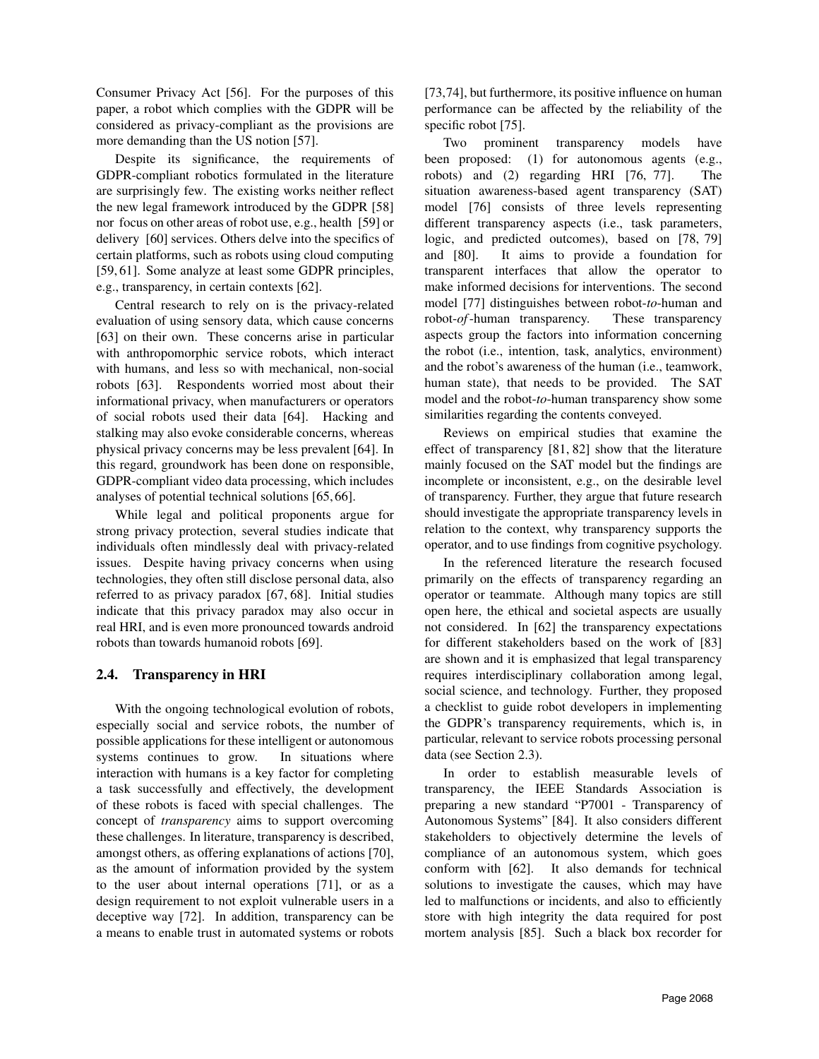Consumer Privacy Act [56]. For the purposes of this paper, a robot which complies with the GDPR will be considered as privacy-compliant as the provisions are more demanding than the US notion [57].

Despite its significance, the requirements of GDPR-compliant robotics formulated in the literature are surprisingly few. The existing works neither reflect the new legal framework introduced by the GDPR [58] nor focus on other areas of robot use, e.g., health [59] or delivery [60] services. Others delve into the specifics of certain platforms, such as robots using cloud computing [59, 61]. Some analyze at least some GDPR principles, e.g., transparency, in certain contexts [62].

Central research to rely on is the privacy-related evaluation of using sensory data, which cause concerns [63] on their own. These concerns arise in particular with anthropomorphic service robots, which interact with humans, and less so with mechanical, non-social robots [63]. Respondents worried most about their informational privacy, when manufacturers or operators of social robots used their data [64]. Hacking and stalking may also evoke considerable concerns, whereas physical privacy concerns may be less prevalent [64]. In this regard, groundwork has been done on responsible, GDPR-compliant video data processing, which includes analyses of potential technical solutions [65, 66].

While legal and political proponents argue for strong privacy protection, several studies indicate that individuals often mindlessly deal with privacy-related issues. Despite having privacy concerns when using technologies, they often still disclose personal data, also referred to as privacy paradox [67, 68]. Initial studies indicate that this privacy paradox may also occur in real HRI, and is even more pronounced towards android robots than towards humanoid robots [69].

## 2.4. Transparency in HRI

With the ongoing technological evolution of robots, especially social and service robots, the number of possible applications for these intelligent or autonomous systems continues to grow. In situations where interaction with humans is a key factor for completing a task successfully and effectively, the development of these robots is faced with special challenges. The concept of *transparency* aims to support overcoming these challenges. In literature, transparency is described, amongst others, as offering explanations of actions [70], as the amount of information provided by the system to the user about internal operations [71], or as a design requirement to not exploit vulnerable users in a deceptive way [72]. In addition, transparency can be a means to enable trust in automated systems or robots [73,74], but furthermore, its positive influence on human performance can be affected by the reliability of the specific robot [75].

Two prominent transparency models have been proposed: (1) for autonomous agents (e.g., robots) and (2) regarding HRI [76, 77]. The situation awareness-based agent transparency (SAT) model [76] consists of three levels representing different transparency aspects (i.e., task parameters, logic, and predicted outcomes), based on [78, 79] and [80]. It aims to provide a foundation for transparent interfaces that allow the operator to make informed decisions for interventions. The second model [77] distinguishes between robot-*to*-human and robot-*of*-human transparency. These transparency aspects group the factors into information concerning the robot (i.e., intention, task, analytics, environment) and the robot's awareness of the human (i.e., teamwork, human state), that needs to be provided. The SAT model and the robot-*to*-human transparency show some similarities regarding the contents conveyed.

Reviews on empirical studies that examine the effect of transparency [81, 82] show that the literature mainly focused on the SAT model but the findings are incomplete or inconsistent, e.g., on the desirable level of transparency. Further, they argue that future research should investigate the appropriate transparency levels in relation to the context, why transparency supports the operator, and to use findings from cognitive psychology.

In the referenced literature the research focused primarily on the effects of transparency regarding an operator or teammate. Although many topics are still open here, the ethical and societal aspects are usually not considered. In [62] the transparency expectations for different stakeholders based on the work of [83] are shown and it is emphasized that legal transparency requires interdisciplinary collaboration among legal, social science, and technology. Further, they proposed a checklist to guide robot developers in implementing the GDPR's transparency requirements, which is, in particular, relevant to service robots processing personal data (see Section 2.3).

In order to establish measurable levels of transparency, the IEEE Standards Association is preparing a new standard "P7001 - Transparency of Autonomous Systems" [84]. It also considers different stakeholders to objectively determine the levels of compliance of an autonomous system, which goes conform with [62]. It also demands for technical solutions to investigate the causes, which may have led to malfunctions or incidents, and also to efficiently store with high integrity the data required for post mortem analysis [85]. Such a black box recorder for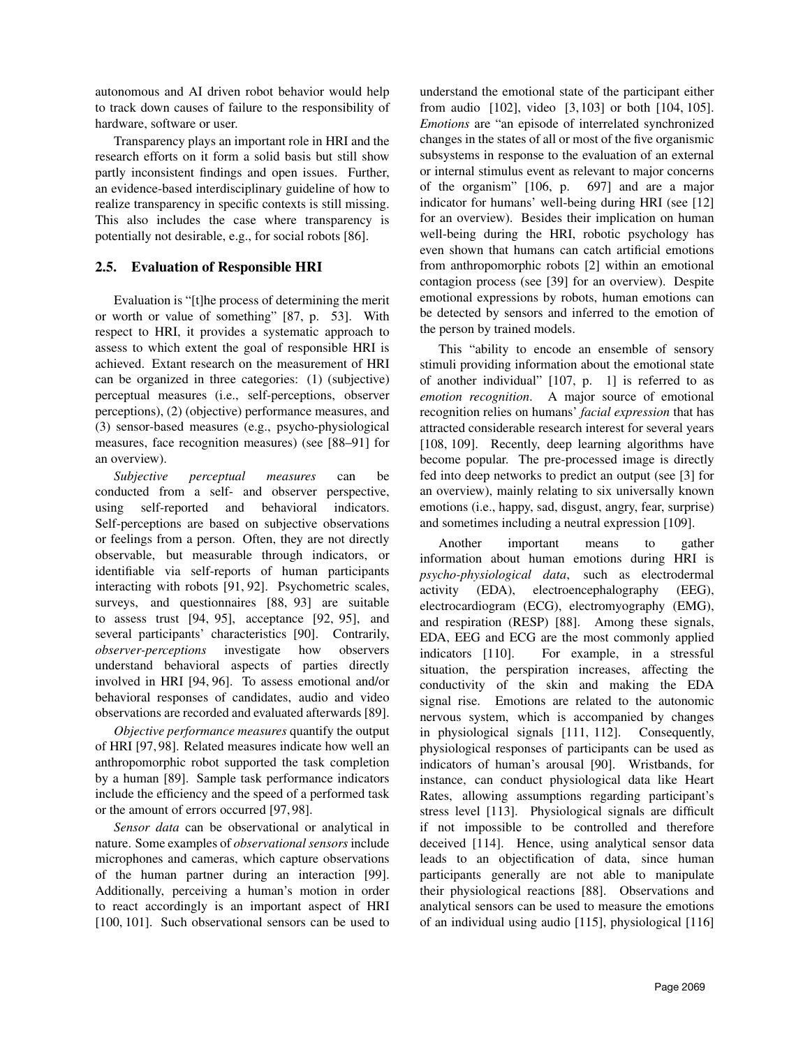autonomous and AI driven robot behavior would help to track down causes of failure to the responsibility of hardware, software or user.

Transparency plays an important role in HRI and the research efforts on it form a solid basis but still show partly inconsistent findings and open issues. Further, an evidence-based interdisciplinary guideline of how to realize transparency in specific contexts is still missing. This also includes the case where transparency is potentially not desirable, e.g., for social robots [86].

## 2.5. Evaluation of Responsible HRI

Evaluation is "[t]he process of determining the merit or worth or value of something" [87, p. 53]. With respect to HRI, it provides a systematic approach to assess to which extent the goal of responsible HRI is achieved. Extant research on the measurement of HRI can be organized in three categories: (1) (subjective) perceptual measures (i.e., self-perceptions, observer perceptions), (2) (objective) performance measures, and (3) sensor-based measures (e.g., psycho-physiological measures, face recognition measures) (see [88–91] for an overview).

*Subjective perceptual measures* can be conducted from a self- and observer perspective, using self-reported and behavioral indicators. Self-perceptions are based on subjective observations or feelings from a person. Often, they are not directly observable, but measurable through indicators, or identifiable via self-reports of human participants interacting with robots [91, 92]. Psychometric scales, surveys, and questionnaires [88, 93] are suitable to assess trust [94, 95], acceptance [92, 95], and several participants' characteristics [90]. Contrarily, *observer-perceptions* investigate how observers understand behavioral aspects of parties directly involved in HRI [94, 96]. To assess emotional and/or behavioral responses of candidates, audio and video observations are recorded and evaluated afterwards [89].

*Objective performance measures* quantify the output of HRI [97, 98]. Related measures indicate how well an anthropomorphic robot supported the task completion by a human [89]. Sample task performance indicators include the efficiency and the speed of a performed task or the amount of errors occurred [97, 98].

*Sensor data* can be observational or analytical in nature. Some examples of *observational sensors* include microphones and cameras, which capture observations of the human partner during an interaction [99]. Additionally, perceiving a human's motion in order to react accordingly is an important aspect of HRI [100, 101]. Such observational sensors can be used to understand the emotional state of the participant either from audio [102], video [3, 103] or both [104, 105]. *Emotions* are "an episode of interrelated synchronized changes in the states of all or most of the five organismic subsystems in response to the evaluation of an external or internal stimulus event as relevant to major concerns of the organism" [106, p. 697] and are a major indicator for humans' well-being during HRI (see [12] for an overview). Besides their implication on human well-being during the HRI, robotic psychology has even shown that humans can catch artificial emotions from anthropomorphic robots [2] within an emotional contagion process (see [39] for an overview). Despite emotional expressions by robots, human emotions can be detected by sensors and inferred to the emotion of the person by trained models.

This "ability to encode an ensemble of sensory stimuli providing information about the emotional state of another individual" [107, p. 1] is referred to as *emotion recognition*. A major source of emotional recognition relies on humans' *facial expression* that has attracted considerable research interest for several years [108, 109]. Recently, deep learning algorithms have become popular. The pre-processed image is directly fed into deep networks to predict an output (see [3] for an overview), mainly relating to six universally known emotions (i.e., happy, sad, disgust, angry, fear, surprise) and sometimes including a neutral expression [109].

Another important means to gather information about human emotions during HRI is *psycho-physiological data*, such as electrodermal activity (EDA), electroencephalography (EEG), electrocardiogram (ECG), electromyography (EMG), and respiration (RESP) [88]. Among these signals, EDA, EEG and ECG are the most commonly applied indicators [110]. For example, in a stressful situation, the perspiration increases, affecting the conductivity of the skin and making the EDA signal rise. Emotions are related to the autonomic nervous system, which is accompanied by changes in physiological signals [111, 112]. Consequently, physiological responses of participants can be used as indicators of human's arousal [90]. Wristbands, for instance, can conduct physiological data like Heart Rates, allowing assumptions regarding participant's stress level [113]. Physiological signals are difficult if not impossible to be controlled and therefore deceived [114]. Hence, using analytical sensor data leads to an objectification of data, since human participants generally are not able to manipulate their physiological reactions [88]. Observations and analytical sensors can be used to measure the emotions of an individual using audio [115], physiological [116]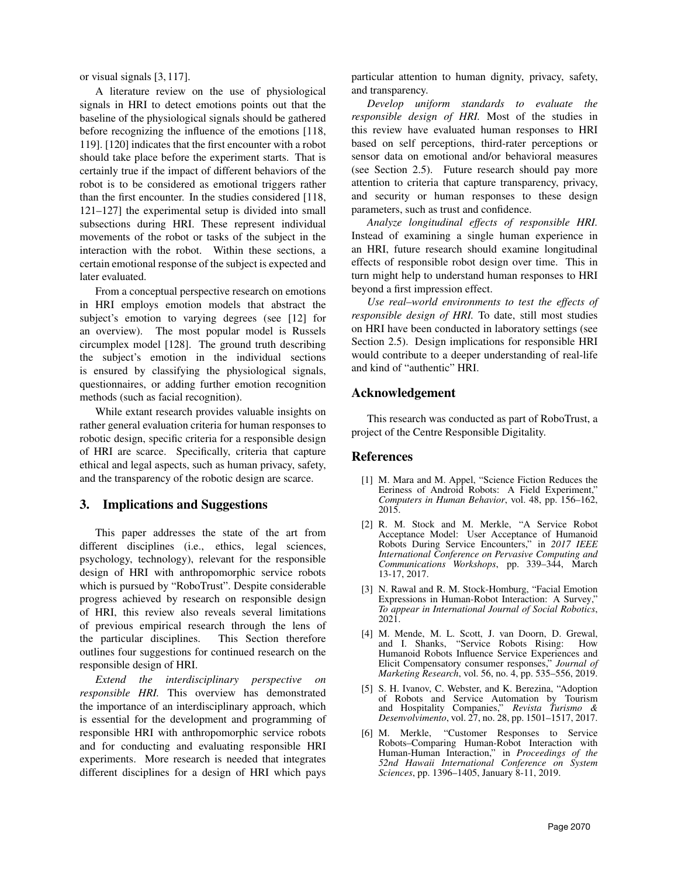or visual signals [3, 117].

A literature review on the use of physiological signals in HRI to detect emotions points out that the baseline of the physiological signals should be gathered before recognizing the influence of the emotions [118, 119]. [120] indicates that the first encounter with a robot should take place before the experiment starts. That is certainly true if the impact of different behaviors of the robot is to be considered as emotional triggers rather than the first encounter. In the studies considered [118, 121–127] the experimental setup is divided into small subsections during HRI. These represent individual movements of the robot or tasks of the subject in the interaction with the robot. Within these sections, a certain emotional response of the subject is expected and later evaluated.

From a conceptual perspective research on emotions in HRI employs emotion models that abstract the subject's emotion to varying degrees (see [12] for an overview). The most popular model is Russels circumplex model [128]. The ground truth describing the subject's emotion in the individual sections is ensured by classifying the physiological signals, questionnaires, or adding further emotion recognition methods (such as facial recognition).

While extant research provides valuable insights on rather general evaluation criteria for human responses to robotic design, specific criteria for a responsible design of HRI are scarce. Specifically, criteria that capture ethical and legal aspects, such as human privacy, safety, and the transparency of the robotic design are scarce.

## 3. Implications and Suggestions

This paper addresses the state of the art from different disciplines (i.e., ethics, legal sciences, psychology, technology), relevant for the responsible design of HRI with anthropomorphic service robots which is pursued by "RoboTrust". Despite considerable progress achieved by research on responsible design of HRI, this review also reveals several limitations of previous empirical research through the lens of the particular disciplines. This Section therefore outlines four suggestions for continued research on the responsible design of HRI.

*Extend the interdisciplinary perspective on responsible HRI.* This overview has demonstrated the importance of an interdisciplinary approach, which is essential for the development and programming of responsible HRI with anthropomorphic service robots and for conducting and evaluating responsible HRI experiments. More research is needed that integrates different disciplines for a design of HRI which pays particular attention to human dignity, privacy, safety, and transparency.

*Develop uniform standards to evaluate the responsible design of HRI.* Most of the studies in this review have evaluated human responses to HRI based on self perceptions, third-rater perceptions or sensor data on emotional and/or behavioral measures (see Section 2.5). Future research should pay more attention to criteria that capture transparency, privacy, and security or human responses to these design parameters, such as trust and confidence.

*Analyze longitudinal effects of responsible HRI.* Instead of examining a single human experience in an HRI, future research should examine longitudinal effects of responsible robot design over time. This in turn might help to understand human responses to HRI beyond a first impression effect.

*Use real–world environments to test the effects of responsible design of HRI.* To date, still most studies on HRI have been conducted in laboratory settings (see Section 2.5). Design implications for responsible HRI would contribute to a deeper understanding of real-life and kind of "authentic" HRI.

## Acknowledgement

This research was conducted as part of RoboTrust, a project of the Centre Responsible Digitality.

## References

[1] M. Mara and M. Appel, "Science Fiction Reduces the Eeriness of Android Robots: A Field Experiment," *Computers in Human Behavior*, vol. 48, pp. 156–162, 2015.

[2] R. M. Stock and M. Merkle, "A Service Robot Acceptance Model: User Acceptance of Humanoid Robots During Service Encounters," in *2017 IEEE International Conference on Pervasive Computing and Communications Workshops*, pp. 339–344, March 13-17, 2017.

[3] N. Rawal and R. M. Stock-Homburg, "Facial Emotion Expressions in Human-Robot Interaction: A Survey," *To appear in International Journal of Social Robotics*, 2021.

[4] M. Mende, M. L. Scott, J. van Doorn, D. Grewal, and I. Shanks, "Service Robots Rising: How Humanoid Robots Influence Service Experiences and Elicit Compensatory consumer responses," *Journal of Marketing Research*, vol. 56, no. 4, pp. 535–556, 2019.

[5] S. H. Ivanov, C. Webster, and K. Berezina, "Adoption of Robots and Service Automation by Tourism and Hospitality Companies," *Revista Turismo & Desenvolvimento*, vol. 27, no. 28, pp. 1501–1517, 2017.

[6] M. Merkle, "Customer Responses to Service Robots–Comparing Human-Robot Interaction with Human-Human Interaction," in *Proceedings of the 52nd Hawaii International Conference on System Sciences*, pp. 1396–1405, January 8-11, 2019.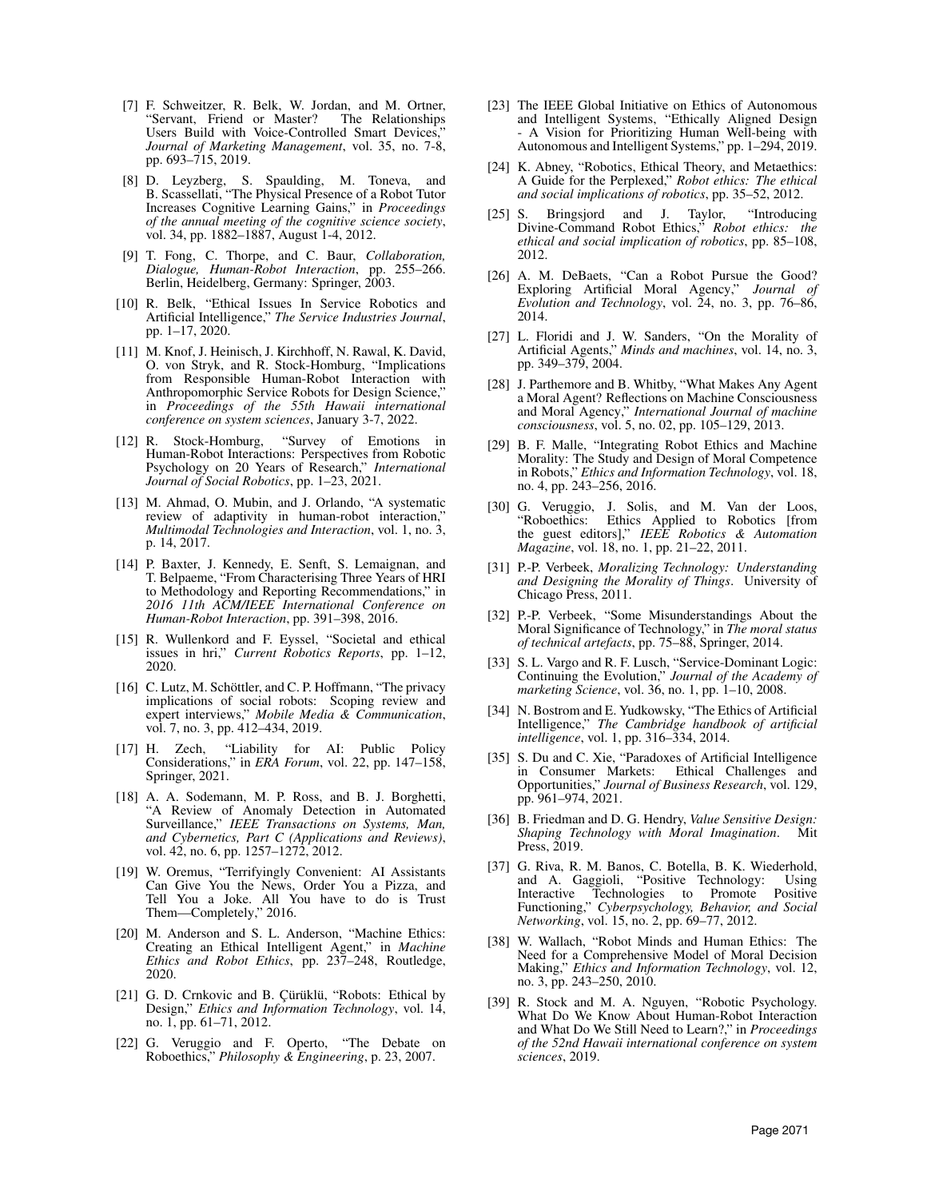[7] F. Schweitzer, R. Belk, W. Jordan, and M. Ortner, "Servant, Friend or Master? The Relationships Users Build with Voice-Controlled Smart Devices," *Journal of Marketing Management*, vol. 35, no. 7-8, pp. 693–715, 2019.

[8] D. Leyzberg, S. Spaulding, M. Toneva, and B. Scassellati, "The Physical Presence of a Robot Tutor Increases Cognitive Learning Gains," in *Proceedings of the annual meeting of the cognitive science society*, vol. 34, pp. 1882–1887, August 1-4, 2012.

[9] T. Fong, C. Thorpe, and C. Baur, *Collaboration, Dialogue, Human-Robot Interaction*, pp. 255–266. Berlin, Heidelberg, Germany: Springer, 2003.

[10] R. Belk, "Ethical Issues In Service Robotics and Artificial Intelligence," *The Service Industries Journal*, pp. 1–17, 2020.

[11] M. Knof, J. Heinisch, J. Kirchhoff, N. Rawal, K. David, O. von Stryk, and R. Stock-Homburg, "Implications from Responsible Human-Robot Interaction with Anthropomorphic Service Robots for Design Science," in *Proceedings of the 55th Hawaii international conference on system sciences*, January 3-7, 2022.

[12] R. Stock-Homburg, "Survey of Emotions in Human-Robot Interactions: Perspectives from Robotic Psychology on 20 Years of Research," *International Journal of Social Robotics*, pp. 1–23, 2021.

[13] M. Ahmad, O. Mubin, and J. Orlando, "A systematic review of adaptivity in human-robot interaction," *Multimodal Technologies and Interaction*, vol. 1, no. 3, p. 14, 2017.

[14] P. Baxter, J. Kennedy, E. Senft, S. Lemaignan, and T. Belpaeme, "From Characterising Three Years of HRI to Methodology and Reporting Recommendations," in *2016 11th ACM/IEEE International Conference on Human-Robot Interaction*, pp. 391–398, 2016.

[15] R. Wullenkord and F. Eyssel, "Societal and ethical issues in hri," *Current Robotics Reports*, pp. 1–12, 2020.

[16] C. Lutz, M. Schöttler, and C. P. Hoffmann, "The privacy implications of social robots: Scoping review and expert interviews," *Mobile Media & Communication*, vol. 7, no. 3, pp. 412–434, 2019.

[17] H. Zech, "Liability for AI: Public Policy Considerations," in *ERA Forum*, vol. 22, pp. 147–158, Springer, 2021.

[18] A. A. Sodemann, M. P. Ross, and B. J. Borghetti, "A Review of Anomaly Detection in Automated Surveillance," *IEEE Transactions on Systems, Man, and Cybernetics, Part C (Applications and Reviews)*, vol. 42, no. 6, pp. 1257–1272, 2012.

[19] W. Oremus, "Terrifyingly Convenient: AI Assistants Can Give You the News, Order You a Pizza, and Tell You a Joke. All You have to do is Trust Them—Completely," 2016.

[20] M. Anderson and S. L. Anderson, "Machine Ethics: Creating an Ethical Intelligent Agent," in *Machine Ethics and Robot Ethics*, pp. 237–248, Routledge, 2020.

[21] G. D. Crnkovic and B. Çürüklü, "Robots: Ethical by Design," *Ethics and Information Technology*, vol. 14, no. 1, pp. 61–71, 2012.

[22] G. Veruggio and F. Operto, "The Debate on Roboethics," *Philosophy & Engineering*, p. 23, 2007.

[23] The IEEE Global Initiative on Ethics of Autonomous and Intelligent Systems, "Ethically Aligned Design - A Vision for Prioritizing Human Well-being with Autonomous and Intelligent Systems," pp. 1–294, 2019.

[24] K. Abney, "Robotics, Ethical Theory, and Metaethics: A Guide for the Perplexed," *Robot ethics: The ethical and social implications of robotics*, pp. 35–52, 2012.

[25] S. Bringsjord and J. Taylor, "Introducing Divine-Command Robot Ethics," *Robot ethics: the ethical and social implication of robotics*, pp. 85–108, 2012.

[26] A. M. DeBaets, "Can a Robot Pursue the Good? Exploring Artificial Moral Agency," *Journal of Evolution and Technology*, vol. 24, no. 3, pp. 76–86, 2014.

[27] L. Floridi and J. W. Sanders, "On the Morality of Artificial Agents," *Minds and machines*, vol. 14, no. 3, pp. 349–379, 2004.

[28] J. Parthemore and B. Whitby, "What Makes Any Agent a Moral Agent? Reflections on Machine Consciousness and Moral Agency," *International Journal of machine consciousness*, vol. 5, no. 02, pp. 105–129, 2013.

[29] B. F. Malle, "Integrating Robot Ethics and Machine Morality: The Study and Design of Moral Competence in Robots," *Ethics and Information Technology*, vol. 18, no. 4, pp. 243–256, 2016.

[30] G. Veruggio, J. Solis, and M. Van der Loos, "Roboethics: Ethics Applied to Robotics [from the guest editors]," *IEEE Robotics & Automation Magazine*, vol. 18, no. 1, pp. 21–22, 2011.

[31] P.-P. Verbeek, *Moralizing Technology: Understanding and Designing the Morality of Things*. University of Chicago Press, 2011.

[32] P.-P. Verbeek, "Some Misunderstandings About the Moral Significance of Technology," in *The moral status of technical artefacts*, pp. 75–88, Springer, 2014.

[33] S. L. Vargo and R. F. Lusch, "Service-Dominant Logic: Continuing the Evolution," *Journal of the Academy of marketing Science*, vol. 36, no. 1, pp. 1–10, 2008.

[34] N. Bostrom and E. Yudkowsky, "The Ethics of Artificial Intelligence," *The Cambridge handbook of artificial intelligence*, vol. 1, pp. 316–334, 2014.

[35] S. Du and C. Xie, "Paradoxes of Artificial Intelligence in Consumer Markets: Ethical Challenges and Opportunities," *Journal of Business Research*, vol. 129, pp. 961–974, 2021.

[36] B. Friedman and D. G. Hendry, *Value Sensitive Design: Shaping Technology with Moral Imagination*. Mit Press, 2019.

[37] G. Riva, R. M. Banos, C. Botella, B. K. Wiederhold, and A. Gaggioli, "Positive Technology: Using Interactive Technologies to Promote Positive Functioning," *Cyberpsychology, Behavior, and Social Networking*, vol. 15, no. 2, pp. 69–77, 2012.

[38] W. Wallach, "Robot Minds and Human Ethics: The Need for a Comprehensive Model of Moral Decision Making," *Ethics and Information Technology*, vol. 12, no. 3, pp. 243–250, 2010.

[39] R. Stock and M. A. Nguyen, "Robotic Psychology. What Do We Know About Human-Robot Interaction and What Do We Still Need to Learn?," in *Proceedings of the 52nd Hawaii international conference on system sciences*, 2019.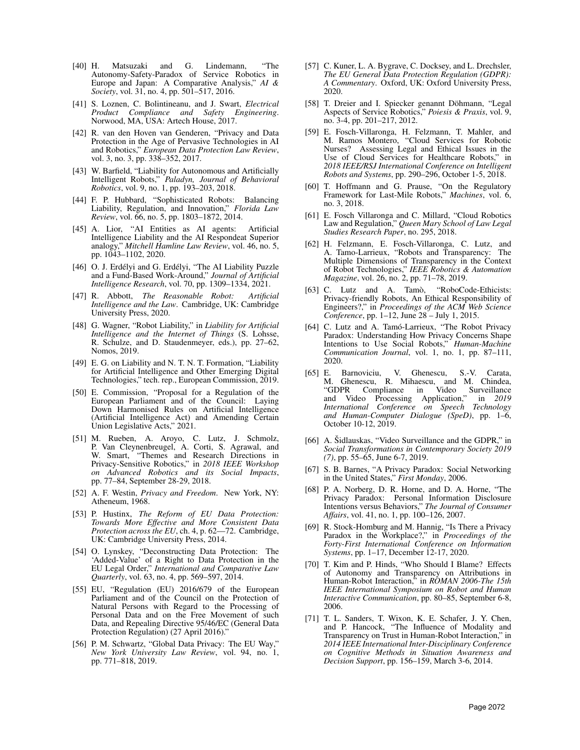[40] H. Matsuzaki and G. Lindemann, "The Autonomy-Safety-Paradox of Service Robotics in Europe and Japan: A Comparative Analysis," *AI & Society*, vol. 31, no. 4, pp. 501–517, 2016.

[41] S. Loznen, C. Bolintineanu, and J. Swart, *Electrical Product Compliance and Safety Engineering*. Norwood, MA, USA: Artech House, 2017.

[42] R. van den Hoven van Genderen, "Privacy and Data Protection in the Age of Pervasive Technologies in AI and Robotics," *European Data Protection Law Review*, vol. 3, no. 3, pp. 338–352, 2017.

[43] W. Barfield, "Liability for Autonomous and Artificially Intelligent Robots," *Paladyn, Journal of Behavioral Robotics*, vol. 9, no. 1, pp. 193–203, 2018.

[44] F. P. Hubbard, "Sophisticated Robots: Balancing Liability, Regulation, and Innovation," *Florida Law Review*, vol. 66, no. 5, pp. 1803–1872, 2014.

[45] A. Lior, "AI Entities as AI agents: Artificial Intelligence Liability and the AI Respondeat Superior analogy," *Mitchell Hamline Law Review*, vol. 46, no. 5, pp. 1043–1102, 2020.

[46] O. J. Erdélyi and G. Erdélyi, "The AI Liability Puzzle and a Fund-Based Work-Around," *Journal of Artificial Intelligence Research*, vol. 70, pp. 1309–1334, 2021.

[47] R. Abbott, *The Reasonable Robot: Artificial Intelligence and the Law*. Cambridge, UK: Cambridge University Press, 2020.

[48] G. Wagner, "Robot Liability," in *Liability for Artificial Intelligence and the Internet of Things* (S. Lohsse, R. Schulze, and D. Staudenmeyer, eds.), pp. 27–62, Nomos, 2019.

[49] E. G. on Liability and N. T. N. T. Formation, "Liability for Artificial Intelligence and Other Emerging Digital Technologies," tech. rep., European Commission, 2019.

[50] E. Commission, "Proposal for a Regulation of the European Parliament and of the Council: Laying Down Harmonised Rules on Artificial Intelligence (Artificial Intelligence Act) and Amending Certain Union Legislative Acts," 2021.

[51] M. Rueben, A. Aroyo, C. Lutz, J. Schmolz, P. Van Cleynenbreugel, A. Corti, S. Agrawal, and W. Smart, "Themes and Research Directions in Privacy-Sensitive Robotics," in *2018 IEEE Workshop on Advanced Robotics and its Social Impacts*, pp. 77–84, September 28-29, 2018.

[52] A. F. Westin, *Privacy and Freedom*. New York, NY: Atheneum, 1968.

[53] P. Hustinx, *The Reform of EU Data Protection: Towards More Effective and More Consistent Data Protection across the EU*, ch. 4, p. 62––72. Cambridge, UK: Cambridge University Press, 2014.

[54] O. Lynskey, "Deconstructing Data Protection: The 'Added-Value' of a Right to Data Protection in the EU Legal Order," *International and Comparative Law Quarterly*, vol. 63, no. 4, pp. 569–597, 2014.

[55] EU, "Regulation (EU) 2016/679 of the European Parliament and of the Council on the Protection of Natural Persons with Regard to the Processing of Personal Data and on the Free Movement of such Data, and Repealing Directive 95/46/EC (General Data Protection Regulation) (27 April 2016)."

[56] P. M. Schwartz, "Global Data Privacy: The EU Way," *New York University Law Review*, vol. 94, no. 1, pp. 771–818, 2019.

[57] C. Kuner, L. A. Bygrave, C. Docksey, and L. Drechsler, *The EU General Data Protection Regulation (GDPR): A Commentary*. Oxford, UK: Oxford University Press, 2020.

[58] T. Dreier and I. Spiecker genannt Döhmann, "Legal Aspects of Service Robotics," *Poiesis & Praxis*, vol. 9, no. 3-4, pp. 201–217, 2012.

[59] E. Fosch-Villaronga, H. Felzmann, T. Mahler, and M. Ramos Montero, "Cloud Services for Robotic Nurses? Assessing Legal and Ethical Issues in the Use of Cloud Services for Healthcare Robots," in *2018 IEEE/RSJ International Conference on Intelligent Robots and Systems*, pp. 290–296, October 1-5, 2018.

[60] T. Hoffmann and G. Prause, "On the Regulatory Framework for Last-Mile Robots," *Machines*, vol. 6, no. 3, 2018.

[61] E. Fosch Villaronga and C. Millard, "Cloud Robotics Law and Regulation," *Queen Mary School of Law Legal Studies Research Paper*, no. 295, 2018.

[62] H. Felzmann, E. Fosch-Villaronga, C. Lutz, and A. Tamo-Larrieux, "Robots and Transparency: The Multiple Dimensions of Transparency in the Context of Robot Technologies," *IEEE Robotics & Automation Magazine*, vol. 26, no. 2, pp. 71–78, 2019.

[63] C. Lutz and A. Tamò, "RoboCode-Ethicists: Privacy-friendly Robots, An Ethical Responsibility of Engineers?," in *Proceedings of the ACM Web Science Conference*, pp. 1–12, June 28 – July 1, 2015.

[64] C. Lutz and A. Tamó-Larrieux, "The Robot Privacy Paradox: Understanding How Privacy Concerns Shape Intentions to Use Social Robots," *Human-Machine Communication Journal*, vol. 1, no. 1, pp. 87–111, 2020.

[65] E. Barnoviciu, V. Ghenescu, S.-V. Carata, M. Ghenescu, R. Mihaescu, and M. Chindea, "GDPR Compliance in Video Surveillance and Video Processing Application," in *2019 International Conference on Speech Technology and Human-Computer Dialogue (SpeD)*, pp. 1–6, October 10-12, 2019.

[66] A. Šidlauskas, "Video Surveillance and the GDPR," in *Social Transformations in Contemporary Society 2019 (7)*, pp. 55–65, June 6-7, 2019.

[67] S. B. Barnes, "A Privacy Paradox: Social Networking in the United States," *First Monday*, 2006.

[68] P. A. Norberg, D. R. Horne, and D. A. Horne, "The Privacy Paradox: Personal Information Disclosure Intentions versus Behaviors," *The Journal of Consumer Affairs*, vol. 41, no. 1, pp. 100–126, 2007.

[69] R. Stock-Homburg and M. Hannig, "Is There a Privacy Paradox in the Workplace?," in *Proceedings of the Forty-First International Conference on Information Systems*, pp. 1–17, December 12-17, 2020.

[70] T. Kim and P. Hinds, "Who Should I Blame? Effects of Autonomy and Transparency on Attributions in Human-Robot Interaction," in *ROMAN 2006-The 15th IEEE International Symposium on Robot and Human Interactive Communication*, pp. 80–85, September 6-8, 2006.

[71] T. L. Sanders, T. Wixon, K. E. Schafer, J. Y. Chen, and P. Hancock, "The Influence of Modality and Transparency on Trust in Human-Robot Interaction," in *2014 IEEE International Inter-Disciplinary Conference on Cognitive Methods in Situation Awareness and Decision Support*, pp. 156–159, March 3-6, 2014.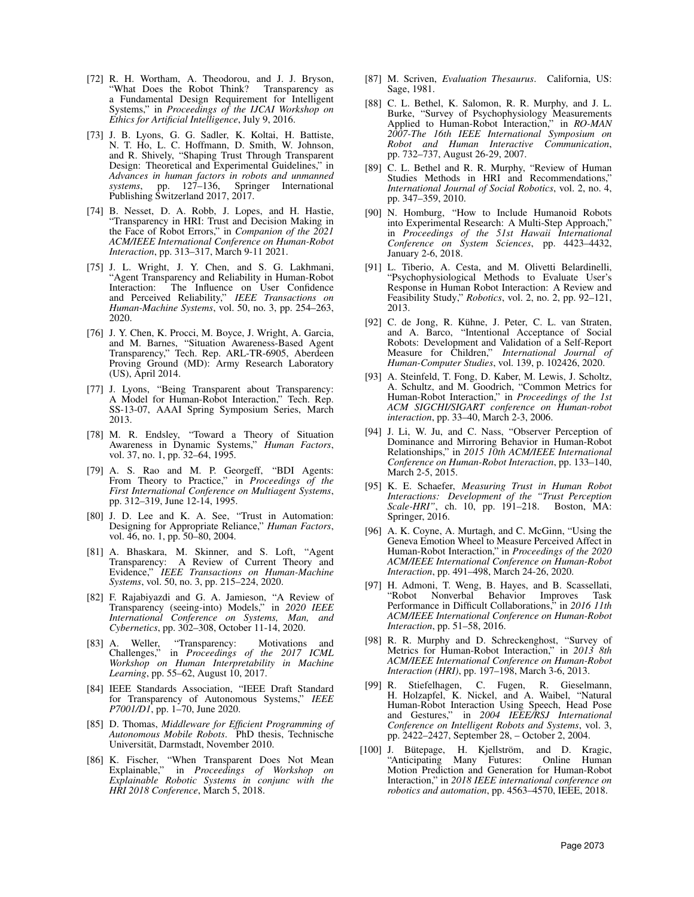[72] R. H. Wortham, A. Theodorou, and J. J. Bryson, "What Does the Robot Think? Transparency as a Fundamental Design Requirement for Intelligent Systems," in *Proceedings of the IJCAI Workshop on Ethics for Artificial Intelligence*, July 9, 2016.

[73] J. B. Lyons, G. G. Sadler, K. Koltai, H. Battiste, N. T. Ho, L. C. Hoffmann, D. Smith, W. Johnson, and R. Shively, "Shaping Trust Through Transparent Design: Theoretical and Experimental Guidelines," in *Advances in human factors in robots and unmanned systems*, pp. 127–136, Springer International Publishing Switzerland 2017, 2017.

[74] B. Nesset, D. A. Robb, J. Lopes, and H. Hastie, "Transparency in HRI: Trust and Decision Making in the Face of Robot Errors," in *Companion of the 2021 ACM/IEEE International Conference on Human-Robot Interaction*, pp. 313–317, March 9-11 2021.

[75] J. L. Wright, J. Y. Chen, and S. G. Lakhmani, "Agent Transparency and Reliability in Human-Robot Interaction: The Influence on User Confidence and Perceived Reliability," *IEEE Transactions on Human-Machine Systems*, vol. 50, no. 3, pp. 254–263, 2020.

[76] J. Y. Chen, K. Procci, M. Boyce, J. Wright, A. Garcia, and M. Barnes, "Situation Awareness-Based Agent Transparency," Tech. Rep. ARL-TR-6905, Aberdeen Proving Ground (MD): Army Research Laboratory (US), April 2014.

[77] J. Lyons, "Being Transparent about Transparency: A Model for Human-Robot Interaction," Tech. Rep. SS-13-07, AAAI Spring Symposium Series, March 2013.

[78] M. R. Endsley, "Toward a Theory of Situation Awareness in Dynamic Systems," *Human Factors*, vol. 37, no. 1, pp. 32–64, 1995.

[79] A. S. Rao and M. P. Georgeff, "BDI Agents: From Theory to Practice," in *Proceedings of the First International Conference on Multiagent Systems*, pp. 312–319, June 12-14, 1995.

[80] J. D. Lee and K. A. See, "Trust in Automation: Designing for Appropriate Reliance," *Human Factors*, vol. 46, no. 1, pp. 50–80, 2004.

[81] A. Bhaskara, M. Skinner, and S. Loft, "Agent Transparency: A Review of Current Theory and Evidence," *IEEE Transactions on Human-Machine Systems*, vol. 50, no. 3, pp. 215–224, 2020.

[82] F. Rajabiyazdi and G. A. Jamieson, "A Review of Transparency (seeing-into) Models," in *2020 IEEE International Conference on Systems, Man, and Cybernetics*, pp. 302–308, October 11-14, 2020.

[83] A. Weller, "Transparency: Motivations and Challenges," in *Proceedings of the 2017 ICML Workshop on Human Interpretability in Machine Learning*, pp. 55–62, August 10, 2017.

[84] IEEE Standards Association, "IEEE Draft Standard for Transparency of Autonomous Systems," *IEEE P7001/D1*, pp. 1–70, June 2020.

[85] D. Thomas, *Middleware for Efficient Programming of Autonomous Mobile Robots*. PhD thesis, Technische Universität, Darmstadt, November 2010.

[86] K. Fischer, "When Transparent Does Not Mean Explainable," in *Proceedings of Workshop on Explainable Robotic Systems in conjunc with the HRI 2018 Conference*, March 5, 2018.

[87] M. Scriven, *Evaluation Thesaurus*. California, US: Sage, 1981.

[88] C. L. Bethel, K. Salomon, R. R. Murphy, and J. L. Burke, "Survey of Psychophysiology Measurements Applied to Human-Robot Interaction," in *RO-MAN 2007-The 16th IEEE International Symposium on Robot and Human Interactive Communication*, pp. 732–737, August 26-29, 2007.

[89] C. L. Bethel and R. R. Murphy, "Review of Human Studies Methods in HRI and Recommendations," *International Journal of Social Robotics*, vol. 2, no. 4, pp. 347–359, 2010.

[90] N. Homburg, "How to Include Humanoid Robots into Experimental Research: A Multi-Step Approach," in *Proceedings of the 51st Hawaii International Conference on System Sciences*, pp. 4423–4432, January 2-6, 2018.

[91] L. Tiberio, A. Cesta, and M. Olivetti Belardinelli, "Psychophysiological Methods to Evaluate User's Response in Human Robot Interaction: A Review and Feasibility Study," *Robotics*, vol. 2, no. 2, pp. 92–121, 2013.

[92] C. de Jong, R. Kühne, J. Peter, C. L. van Straten, and A. Barco, "Intentional Acceptance of Social Robots: Development and Validation of a Self-Report Measure for Children," *International Journal of Human-Computer Studies*, vol. 139, p. 102426, 2020.

[93] A. Steinfeld, T. Fong, D. Kaber, M. Lewis, J. Scholtz, A. Schultz, and M. Goodrich, "Common Metrics for Human-Robot Interaction," in *Proceedings of the 1st ACM SIGCHI/SIGART conference on Human-robot interaction*, pp. 33–40, March 2-3, 2006.

[94] J. Li, W. Ju, and C. Nass, "Observer Perception of Dominance and Mirroring Behavior in Human-Robot Relationships," in *2015 10th ACM/IEEE International Conference on Human-Robot Interaction*, pp. 133–140, March 2-5, 2015.

[95] K. E. Schaefer, *Measuring Trust in Human Robot Interactions: Development of the "Trust Perception Scale-HRI"*, ch. 10, pp. 191–218. Boston, MA: Springer, 2016.

[96] A. K. Coyne, A. Murtagh, and C. McGinn, "Using the Geneva Emotion Wheel to Measure Perceived Affect in Human-Robot Interaction," in *Proceedings of the 2020 ACM/IEEE International Conference on Human-Robot Interaction*, pp. 491–498, March 24-26, 2020.

[97] H. Admoni, T. Weng, B. Hayes, and B. Scassellati, "Robot Nonverbal Behavior Improves Task Performance in Difficult Collaborations," in *2016 11th ACM/IEEE International Conference on Human-Robot Interaction*, pp. 51–58, 2016.

[98] R. R. Murphy and D. Schreckenghost, "Survey of Metrics for Human-Robot Interaction," in *2013 8th ACM/IEEE International Conference on Human-Robot Interaction (HRI)*, pp. 197–198, March 3-6, 2013.

[99] R. Stiefelhagen, C. Fugen, R. Gieselmann, H. Holzapfel, K. Nickel, and A. Waibel, "Natural Human-Robot Interaction Using Speech, Head Pose and Gestures," in *2004 IEEE/RSJ International Conference on Intelligent Robots and Systems*, vol. 3, pp. 2422–2427, September 28, – October 2, 2004.

[100] J. Bütepage, H. Kjellström, and D. Kragic, "Anticipating Many Futures: Online Human Motion Prediction and Generation for Human-Robot Interaction," in *2018 IEEE international conference on robotics and automation*, pp. 4563–4570, IEEE, 2018.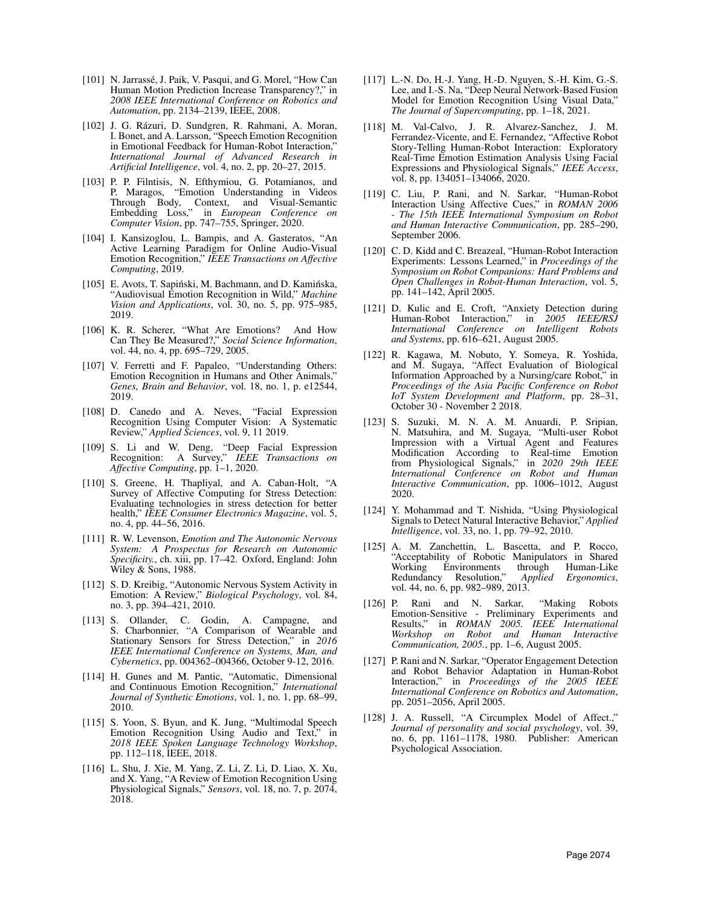[101] N. Jarrassé, J. Paik, V. Pasqui, and G. Morel, "How Can Human Motion Prediction Increase Transparency?," in *2008 IEEE International Conference on Robotics and Automation*, pp. 2134–2139, IEEE, 2008.

[102] J. G. Rázuri, D. Sundgren, R. Rahmani, A. Moran, I. Bonet, and A. Larsson, "Speech Emotion Recognition in Emotional Feedback for Human-Robot Interaction," *International Journal of Advanced Research in Artificial Intelligence*, vol. 4, no. 2, pp. 20–27, 2015.

[103] P. P. Filntisis, N. Efthymiou, G. Potamianos, and P. Maragos, "Emotion Understanding in Videos Through Body, Context, and Visual-Semantic Embedding Loss," in *European Conference on Computer Vision*, pp. 747–755, Springer, 2020.

[104] I. Kansizoglou, L. Bampis, and A. Gasteratos, "An Active Learning Paradigm for Online Audio-Visual Emotion Recognition," *IEEE Transactions on Affective Computing*, 2019.

[105] E. Avots, T. Sapiński, M. Bachmann, and D. Kamińska, "Audiovisual Emotion Recognition in Wild," *Machine Vision and Applications*, vol. 30, no. 5, pp. 975–985, 2019.

[106] K. R. Scherer, "What Are Emotions? And How Can They Be Measured?," *Social Science Information*, vol. 44, no. 4, pp. 695–729, 2005.

[107] V. Ferretti and F. Papaleo, "Understanding Others: Emotion Recognition in Humans and Other Animals," *Genes, Brain and Behavior*, vol. 18, no. 1, p. e12544, 2019.

[108] D. Canedo and A. Neves, "Facial Expression Recognition Using Computer Vision: A Systematic Review," *Applied Sciences*, vol. 9, 11 2019.

[109] S. Li and W. Deng, "Deep Facial Expression Recognition: A Survey," *IEEE Transactions on Affective Computing*, pp. 1–1, 2020.

[110] S. Greene, H. Thapliyal, and A. Caban-Holt, "A Survey of Affective Computing for Stress Detection: Evaluating technologies in stress detection for better health," *IEEE Consumer Electronics Magazine*, vol. 5, no. 4, pp. 44–56, 2016.

[111] R. W. Levenson, *Emotion and The Autonomic Nervous System: A Prospectus for Research on Autonomic Specificity.*, ch. xiii, pp. 17–42. Oxford, England: John Wiley & Sons, 1988.

[112] S. D. Kreibig, "Autonomic Nervous System Activity in Emotion: A Review," *Biological Psychology*, vol. 84, no. 3, pp. 394–421, 2010.

[113] S. Ollander, C. Godin, A. Campagne, and S. Charbonnier, "A Comparison of Wearable and Stationary Sensors for Stress Detection," in *2016 IEEE International Conference on Systems, Man, and Cybernetics*, pp. 004362–004366, October 9-12, 2016.

[114] H. Gunes and M. Pantic, "Automatic, Dimensional and Continuous Emotion Recognition," *International Journal of Synthetic Emotions*, vol. 1, no. 1, pp. 68–99, 2010.

[115] S. Yoon, S. Byun, and K. Jung, "Multimodal Speech Emotion Recognition Using Audio and Text," in *2018 IEEE Spoken Language Technology Workshop*, pp. 112–118, IEEE, 2018.

[116] L. Shu, J. Xie, M. Yang, Z. Li, Z. Li, D. Liao, X. Xu, and X. Yang, "A Review of Emotion Recognition Using Physiological Signals," *Sensors*, vol. 18, no. 7, p. 2074, 2018.

[117] L.-N. Do, H.-J. Yang, H.-D. Nguyen, S.-H. Kim, G.-S. Lee, and I.-S. Na, "Deep Neural Network-Based Fusion Model for Emotion Recognition Using Visual Data," *The Journal of Supercomputing*, pp. 1–18, 2021.

[118] M. Val-Calvo, J. R. Alvarez-Sanchez, J. M. Ferrandez-Vicente, and E. Fernandez, "Affective Robot Story-Telling Human-Robot Interaction: Exploratory Real-Time Emotion Estimation Analysis Using Facial Expressions and Physiological Signals," *IEEE Access*, vol. 8, pp. 134051–134066, 2020.

[119] C. Liu, P. Rani, and N. Sarkar, "Human-Robot Interaction Using Affective Cues," in *ROMAN 2006 - The 15th IEEE International Symposium on Robot and Human Interactive Communication*, pp. 285–290, September 2006.

[120] C. D. Kidd and C. Breazeal, "Human-Robot Interaction Experiments: Lessons Learned," in *Proceedings of the Symposium on Robot Companions: Hard Problems and Open Challenges in Robot-Human Interaction*, vol. 5, pp. 141–142, April 2005.

[121] D. Kulic and E. Croft, "Anxiety Detection during Human-Robot Interaction," in *2005 IEEE/RSJ International Conference on Intelligent Robots and Systems*, pp. 616–621, August 2005.

[122] R. Kagawa, M. Nobuto, Y. Someya, R. Yoshida, and M. Sugaya, "Affect Evaluation of Biological Information Approached by a Nursing/care Robot," in *Proceedings of the Asia Pacific Conference on Robot IoT System Development and Platform*, pp. 28–31, October 30 - November 2 2018.

[123] S. Suzuki, M. N. A. M. Anuardi, P. Sripian, N. Matsuhira, and M. Sugaya, "Multi-user Robot Impression with a Virtual Agent and Features Modification According to Real-time Emotion from Physiological Signals," in *2020 29th IEEE International Conference on Robot and Human Interactive Communication*, pp. 1006–1012, August 2020.

[124] Y. Mohammad and T. Nishida, "Using Physiological Signals to Detect Natural Interactive Behavior," *Applied Intelligence*, vol. 33, no. 1, pp. 79–92, 2010.

[125] A. M. Zanchettin, L. Bascetta, and P. Rocco, "Acceptability of Robotic Manipulators in Shared Working Environments through Human-Like Redundancy Resolution," *Applied Ergonomics*, vol. 44, no. 6, pp. 982–989, 2013.

[126] P. Rani and N. Sarkar, "Making Robots Emotion-Sensitive - Preliminary Experiments and Results," in *ROMAN 2005. IEEE International Workshop on Robot and Human Interactive Communication, 2005.*, pp. 1–6, August 2005.

[127] P. Rani and N. Sarkar, "Operator Engagement Detection and Robot Behavior Adaptation in Human-Robot Interaction," in *Proceedings of the 2005 IEEE International Conference on Robotics and Automation*, pp. 2051–2056, April 2005.

[128] J. A. Russell, "A Circumplex Model of Affect.," *Journal of personality and social psychology*, vol. 39, no. 6, pp. 1161–1178, 1980. Publisher: American Psychological Association.